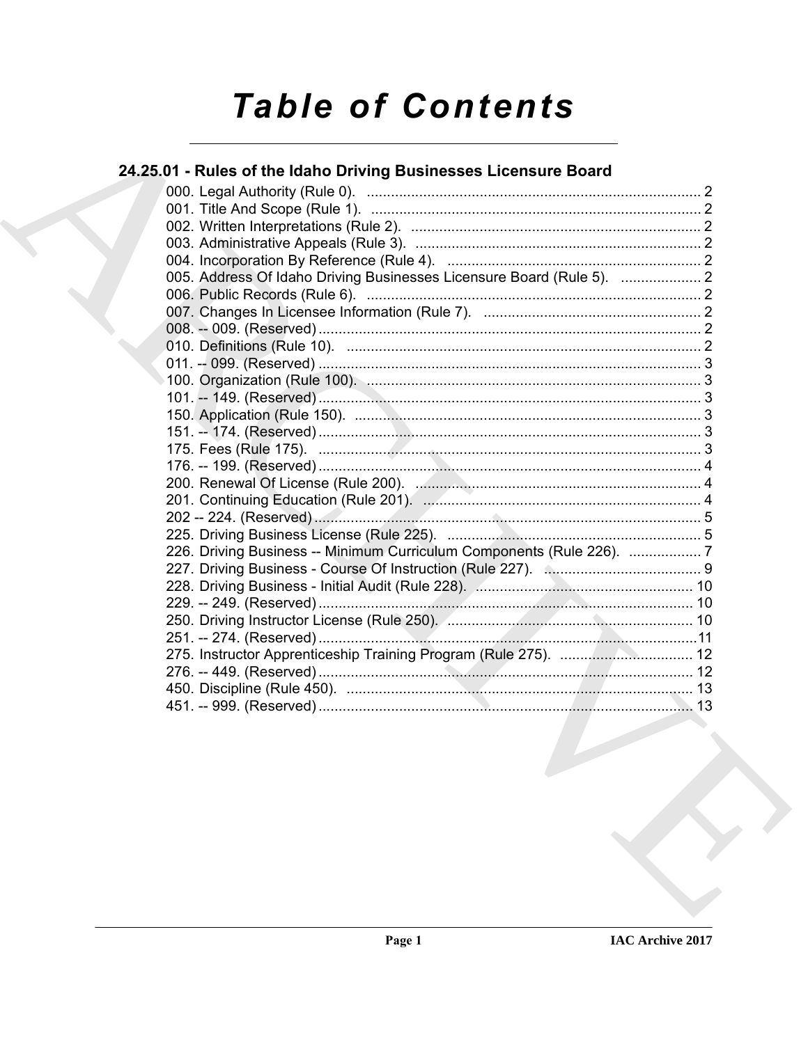# Table of Contents

## 24.25.01 - Rules of the Idaho Driving Businesses Licensure Board

000. Legal Authority (Rule 0). .......... 2
001. Title And Scope (Rule 1). .......... 2
002. Written Interpretations (Rule 2). .......... 2
003. Administrative Appeals (Rule 3). .......... 2
004. Incorporation By Reference (Rule 4). .......... 2
005. Address Of Idaho Driving Businesses Licensure Board (Rule 5). .......... 2
006. Public Records (Rule 6). .......... 2
007. Changes In Licensee Information (Rule 7). .......... 2
008. -- 009. (Reserved) .......... 2
010. Definitions (Rule 10). .......... 2
011. -- 099. (Reserved) .......... 3
100. Organization (Rule 100). .......... 3
101. -- 149. (Reserved) .......... 3
150. Application (Rule 150). .......... 3
151. -- 174. (Reserved) .......... 3
175. Fees (Rule 175). .......... 3
176. -- 199. (Reserved) .......... 4
200. Renewal Of License (Rule 200). .......... 4
201. Continuing Education (Rule 201). .......... 4
202 -- 224. (Reserved) .......... 5
225. Driving Business License (Rule 225). .......... 5
226. Driving Business -- Minimum Curriculum Components (Rule 226). .......... 7
227. Driving Business - Course Of Instruction (Rule 227). .......... 9
228. Driving Business - Initial Audit (Rule 228). .......... 10
229. -- 249. (Reserved) .......... 10
250. Driving Instructor License (Rule 250). .......... 10
251. -- 274. (Reserved) .......... 11
275. Instructor Apprenticeship Training Program (Rule 275). .......... 12
276. -- 449. (Reserved) .......... 12
450. Discipline (Rule 450). .......... 13
451. -- 999. (Reserved) .......... 13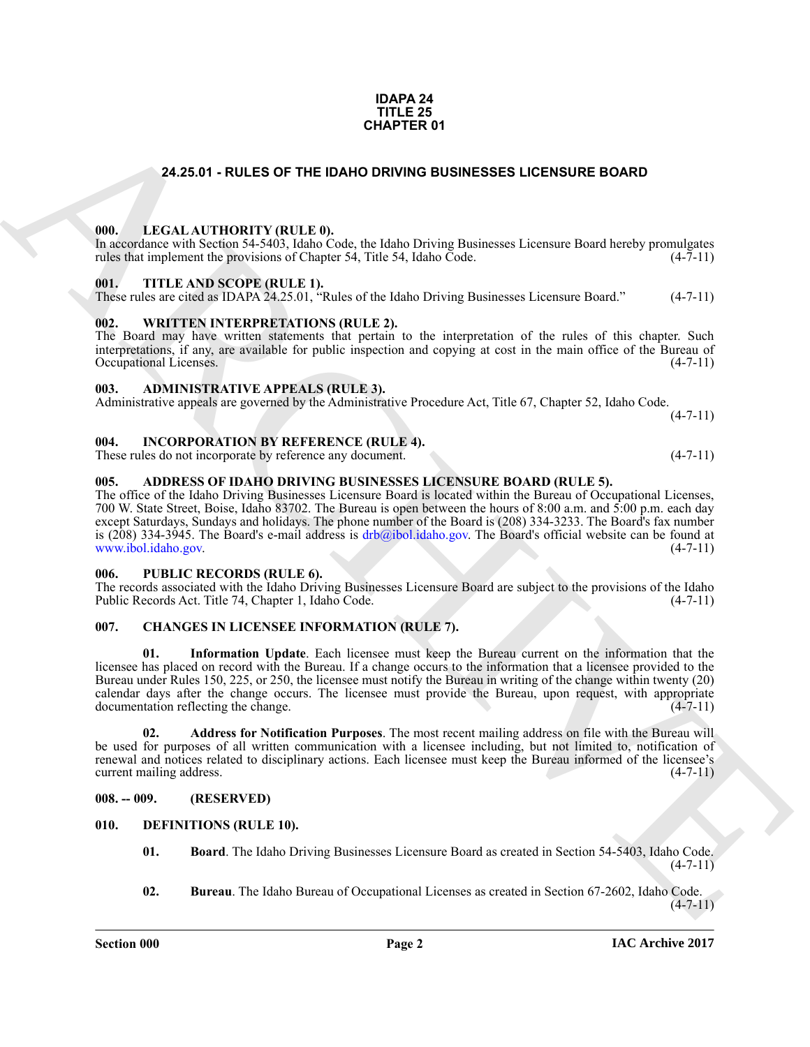**IDAPA 24**
**TITLE 25**
**CHAPTER 01**

# 24.25.01 - RULES OF THE IDAHO DRIVING BUSINESSES LICENSURE BOARD

### 000. LEGAL AUTHORITY (RULE 0).

In accordance with Section 54-5403, Idaho Code, the Idaho Driving Businesses Licensure Board hereby promulgates rules that implement the provisions of Chapter 54, Title 54, Idaho Code. (4-7-11)

### 001. TITLE AND SCOPE (RULE 1).

These rules are cited as IDAPA 24.25.01, "Rules of the Idaho Driving Businesses Licensure Board." (4-7-11)

### 002. WRITTEN INTERPRETATIONS (RULE 2).

The Board may have written statements that pertain to the interpretation of the rules of this chapter. Such interpretations, if any, are available for public inspection and copying at cost in the main office of the Bureau of Occupational Licenses. (4-7-11)

### 003. ADMINISTRATIVE APPEALS (RULE 3).

Administrative appeals are governed by the Administrative Procedure Act, Title 67, Chapter 52, Idaho Code. (4-7-11)

### 004. INCORPORATION BY REFERENCE (RULE 4).

These rules do not incorporate by reference any document. (4-7-11)

### 005. ADDRESS OF IDAHO DRIVING BUSINESSES LICENSURE BOARD (RULE 5).

The office of the Idaho Driving Businesses Licensure Board is located within the Bureau of Occupational Licenses, 700 W. State Street, Boise, Idaho 83702. The Bureau is open between the hours of 8:00 a.m. and 5:00 p.m. each day except Saturdays, Sundays and holidays. The phone number of the Board is (208) 334-3233. The Board's fax number is (208) 334-3945. The Board's e-mail address is drb@ibol.idaho.gov. The Board's official website can be found at www.ibol.idaho.gov. (4-7-11)

### 006. PUBLIC RECORDS (RULE 6).

The records associated with the Idaho Driving Businesses Licensure Board are subject to the provisions of the Idaho Public Records Act. Title 74, Chapter 1, Idaho Code. (4-7-11)

### 007. CHANGES IN LICENSEE INFORMATION (RULE 7).

**01. Information Update**. Each licensee must keep the Bureau current on the information that the licensee has placed on record with the Bureau. If a change occurs to the information that a licensee provided to the Bureau under Rules 150, 225, or 250, the licensee must notify the Bureau in writing of the change within twenty (20) calendar days after the change occurs. The licensee must provide the Bureau, upon request, with appropriate documentation reflecting the change. (4-7-11)

**02. Address for Notification Purposes**. The most recent mailing address on file with the Bureau will be used for purposes of all written communication with a licensee including, but not limited to, notification of renewal and notices related to disciplinary actions. Each licensee must keep the Bureau informed of the licensee's current mailing address. (4-7-11)

### 008. -- 009. (RESERVED)

### 010. DEFINITIONS (RULE 10).

**01. Board**. The Idaho Driving Businesses Licensure Board as created in Section 54-5403, Idaho Code. (4-7-11)

**02. Bureau**. The Idaho Bureau of Occupational Licenses as created in Section 67-2602, Idaho Code. (4-7-11)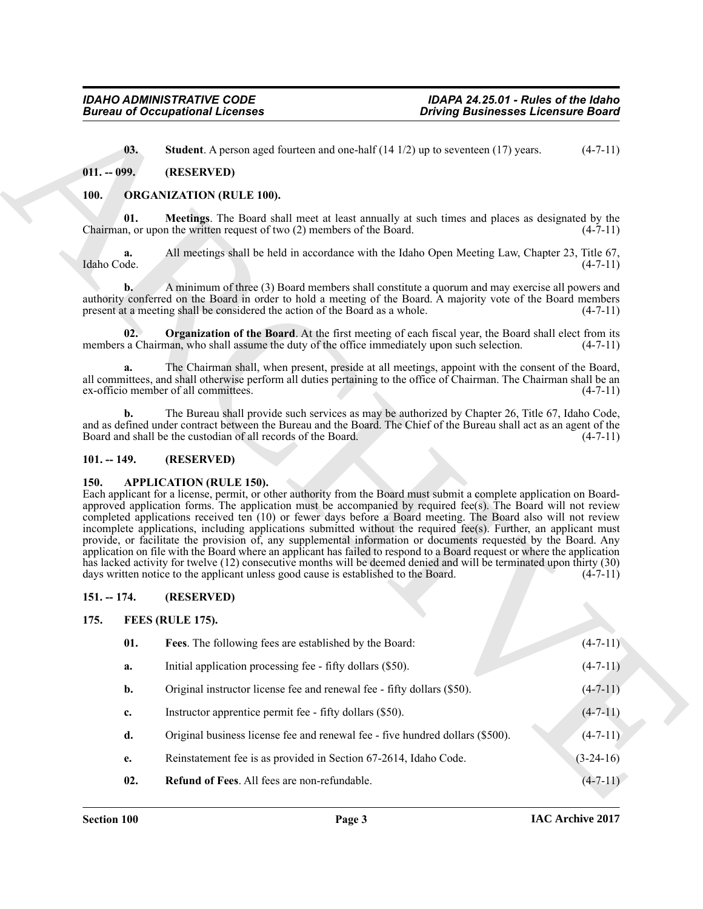**03.** **Student**. A person aged fourteen and one-half (14 1/2) up to seventeen (17) years. (4-7-11)

## 011. -- 099. (RESERVED)

## 100. ORGANIZATION (RULE 100).

**01.** **Meetings**. The Board shall meet at least annually at such times and places as designated by the Chairman, or upon the written request of two (2) members of the Board. (4-7-11)

**a.** All meetings shall be held in accordance with the Idaho Open Meeting Law, Chapter 23, Title 67, Idaho Code. (4-7-11)

**b.** A minimum of three (3) Board members shall constitute a quorum and may exercise all powers and authority conferred on the Board in order to hold a meeting of the Board. A majority vote of the Board members present at a meeting shall be considered the action of the Board as a whole. (4-7-11)

**02.** **Organization of the Board**. At the first meeting of each fiscal year, the Board shall elect from its members a Chairman, who shall assume the duty of the office immediately upon such selection. (4-7-11)

**a.** The Chairman shall, when present, preside at all meetings, appoint with the consent of the Board, all committees, and shall otherwise perform all duties pertaining to the office of Chairman. The Chairman shall be an ex-officio member of all committees. (4-7-11)

**b.** The Bureau shall provide such services as may be authorized by Chapter 26, Title 67, Idaho Code, and as defined under contract between the Bureau and the Board. The Chief of the Bureau shall act as an agent of the Board and shall be the custodian of all records of the Board. (4-7-11)

## 101. -- 149. (RESERVED)

## 150. APPLICATION (RULE 150).

Each applicant for a license, permit, or other authority from the Board must submit a complete application on Board-approved application forms. The application must be accompanied by required fee(s). The Board will not review completed applications received ten (10) or fewer days before a Board meeting. The Board also will not review incomplete applications, including applications submitted without the required fee(s). Further, an applicant must provide, or facilitate the provision of, any supplemental information or documents requested by the Board. Any application on file with the Board where an applicant has failed to respond to a Board request or where the application has lacked activity for twelve (12) consecutive months will be deemed denied and will be terminated upon thirty (30) days written notice to the applicant unless good cause is established to the Board. (4-7-11)

## 151. -- 174. (RESERVED)

## 175. FEES (RULE 175).

**01.** **Fees**. The following fees are established by the Board: (4-7-11)

**a.** Initial application processing fee - fifty dollars ($50). (4-7-11)

**b.** Original instructor license fee and renewal fee - fifty dollars ($50). (4-7-11)

**c.** Instructor apprentice permit fee - fifty dollars ($50). (4-7-11)

**d.** Original business license fee and renewal fee - five hundred dollars ($500). (4-7-11)

**e.** Reinstatement fee is as provided in Section 67-2614, Idaho Code. (3-24-16)

**02.** **Refund of Fees**. All fees are non-refundable. (4-7-11)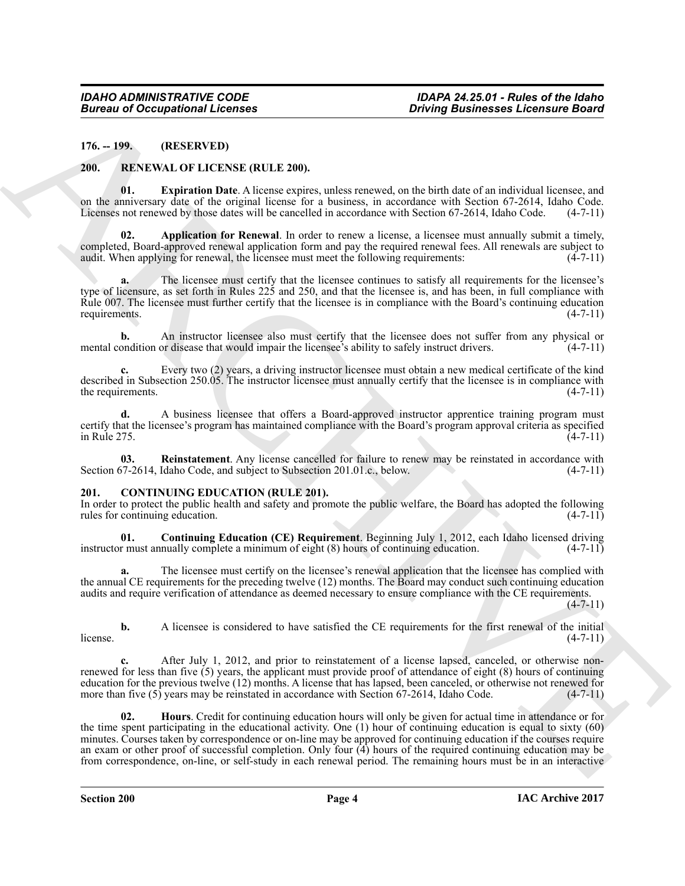**176. -- 199. (RESERVED)**

## 200. RENEWAL OF LICENSE (RULE 200).

**01. Expiration Date**. A license expires, unless renewed, on the birth date of an individual licensee, and on the anniversary date of the original license for a business, in accordance with Section 67-2614, Idaho Code. Licenses not renewed by those dates will be cancelled in accordance with Section 67-2614, Idaho Code. (4-7-11)

**02. Application for Renewal**. In order to renew a license, a licensee must annually submit a timely, completed, Board-approved renewal application form and pay the required renewal fees. All renewals are subject to audit. When applying for renewal, the licensee must meet the following requirements: (4-7-11)

**a.** The licensee must certify that the licensee continues to satisfy all requirements for the licensee's type of licensure, as set forth in Rules 225 and 250, and that the licensee is, and has been, in full compliance with Rule 007. The licensee must further certify that the licensee is in compliance with the Board's continuing education requirements. (4-7-11)

**b.** An instructor licensee also must certify that the licensee does not suffer from any physical or mental condition or disease that would impair the licensee's ability to safely instruct drivers. (4-7-11)

**c.** Every two (2) years, a driving instructor licensee must obtain a new medical certificate of the kind described in Subsection 250.05. The instructor licensee must annually certify that the licensee is in compliance with the requirements. (4-7-11)

**d.** A business licensee that offers a Board-approved instructor apprentice training program must certify that the licensee's program has maintained compliance with the Board's program approval criteria as specified in Rule 275. (4-7-11)

**03. Reinstatement**. Any license cancelled for failure to renew may be reinstated in accordance with Section 67-2614, Idaho Code, and subject to Subsection 201.01.c., below. (4-7-11)

## 201. CONTINUING EDUCATION (RULE 201).

In order to protect the public health and safety and promote the public welfare, the Board has adopted the following rules for continuing education. (4-7-11)

**01. Continuing Education (CE) Requirement**. Beginning July 1, 2012, each Idaho licensed driving instructor must annually complete a minimum of eight (8) hours of continuing education. (4-7-11)

**a.** The licensee must certify on the licensee's renewal application that the licensee has complied with the annual CE requirements for the preceding twelve (12) months. The Board may conduct such continuing education audits and require verification of attendance as deemed necessary to ensure compliance with the CE requirements. (4-7-11)

**b.** A licensee is considered to have satisfied the CE requirements for the first renewal of the initial license. (4-7-11)

**c.** After July 1, 2012, and prior to reinstatement of a license lapsed, canceled, or otherwise non-renewed for less than five (5) years, the applicant must provide proof of attendance of eight (8) hours of continuing education for the previous twelve (12) months. A license that has lapsed, been canceled, or otherwise not renewed for more than five (5) years may be reinstated in accordance with Section 67-2614, Idaho Code. (4-7-11)

**02. Hours**. Credit for continuing education hours will only be given for actual time in attendance or for the time spent participating in the educational activity. One (1) hour of continuing education is equal to sixty (60) minutes. Courses taken by correspondence or on-line may be approved for continuing education if the courses require an exam or other proof of successful completion. Only four (4) hours of the required continuing education may be from correspondence, on-line, or self-study in each renewal period. The remaining hours must be in an interactive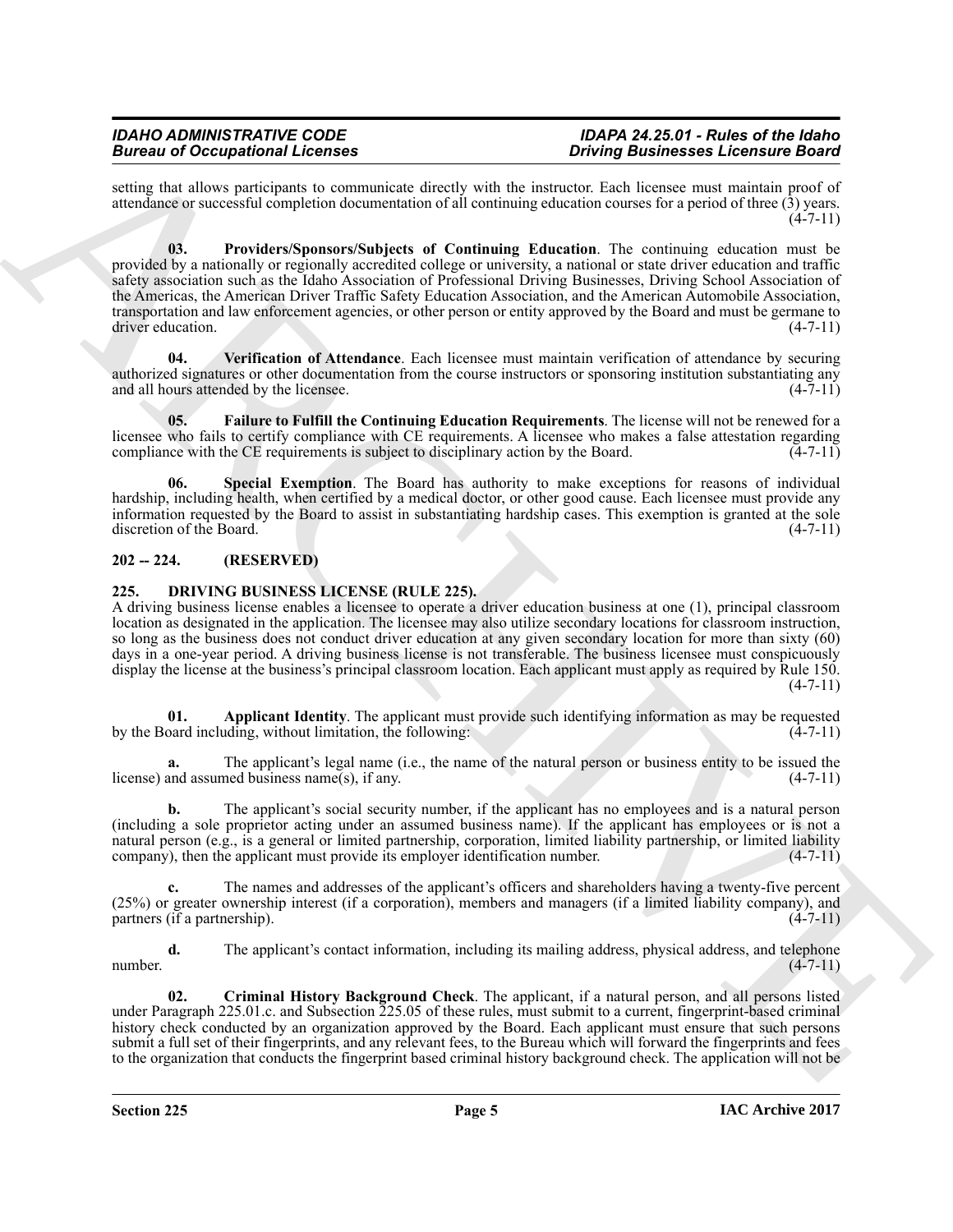setting that allows participants to communicate directly with the instructor. Each licensee must maintain proof of attendance or successful completion documentation of all continuing education courses for a period of three (3) years. (4-7-11)

**03. Providers/Sponsors/Subjects of Continuing Education**. The continuing education must be provided by a nationally or regionally accredited college or university, a national or state driver education and traffic safety association such as the Idaho Association of Professional Driving Businesses, Driving School Association of the Americas, the American Driver Traffic Safety Education Association, and the American Automobile Association, transportation and law enforcement agencies, or other person or entity approved by the Board and must be germane to driver education. (4-7-11)

**04. Verification of Attendance**. Each licensee must maintain verification of attendance by securing authorized signatures or other documentation from the course instructors or sponsoring institution substantiating any and all hours attended by the licensee. (4-7-11)

**05. Failure to Fulfill the Continuing Education Requirements**. The license will not be renewed for a licensee who fails to certify compliance with CE requirements. A licensee who makes a false attestation regarding compliance with the CE requirements is subject to disciplinary action by the Board. (4-7-11)

**06. Special Exemption**. The Board has authority to make exceptions for reasons of individual hardship, including health, when certified by a medical doctor, or other good cause. Each licensee must provide any information requested by the Board to assist in substantiating hardship cases. This exemption is granted at the sole discretion of the Board. (4-7-11)

## 202 -- 224. (RESERVED)

## 225. DRIVING BUSINESS LICENSE (RULE 225).

A driving business license enables a licensee to operate a driver education business at one (1), principal classroom location as designated in the application. The licensee may also utilize secondary locations for classroom instruction, so long as the business does not conduct driver education at any given secondary location for more than sixty (60) days in a one-year period. A driving business license is not transferable. The business licensee must conspicuously display the license at the business's principal classroom location. Each applicant must apply as required by Rule 150. (4-7-11)

**01. Applicant Identity**. The applicant must provide such identifying information as may be requested by the Board including, without limitation, the following: (4-7-11)

**a.** The applicant's legal name (i.e., the name of the natural person or business entity to be issued the license) and assumed business name(s), if any. (4-7-11)

**b.** The applicant's social security number, if the applicant has no employees and is a natural person (including a sole proprietor acting under an assumed business name). If the applicant has employees or is not a natural person (e.g., is a general or limited partnership, corporation, limited liability partnership, or limited liability company), then the applicant must provide its employer identification number. (4-7-11)

**c.** The names and addresses of the applicant's officers and shareholders having a twenty-five percent (25%) or greater ownership interest (if a corporation), members and managers (if a limited liability company), and partners (if a partnership). (4-7-11)

**d.** The applicant's contact information, including its mailing address, physical address, and telephone number. (4-7-11)

**02. Criminal History Background Check**. The applicant, if a natural person, and all persons listed under Paragraph 225.01.c. and Subsection 225.05 of these rules, must submit to a current, fingerprint-based criminal history check conducted by an organization approved by the Board. Each applicant must ensure that such persons submit a full set of their fingerprints, and any relevant fees, to the Bureau which will forward the fingerprints and fees to the organization that conducts the fingerprint based criminal history background check. The application will not be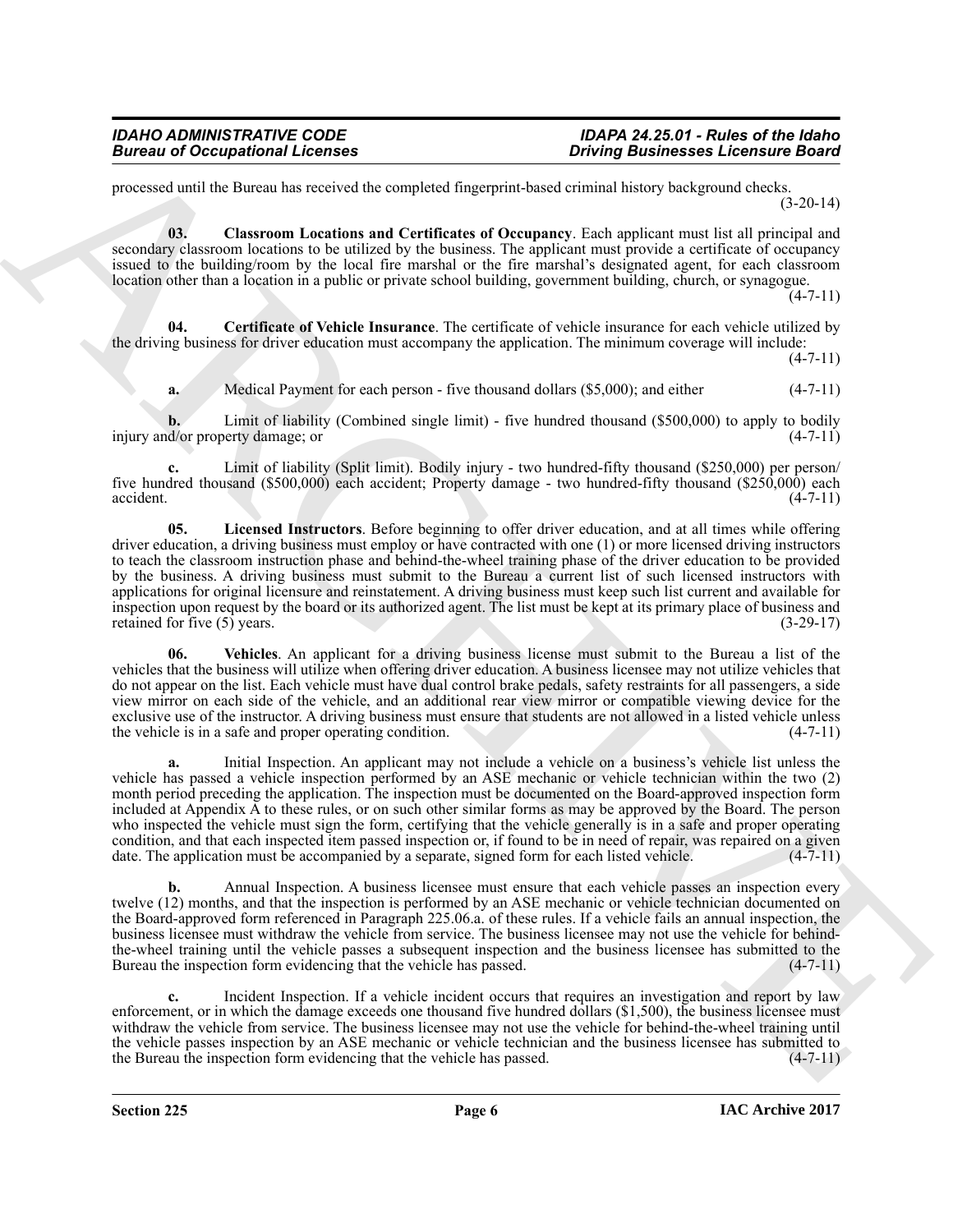processed until the Bureau has received the completed fingerprint-based criminal history background checks. (3-20-14)

**03. Classroom Locations and Certificates of Occupancy**. Each applicant must list all principal and secondary classroom locations to be utilized by the business. The applicant must provide a certificate of occupancy issued to the building/room by the local fire marshal or the fire marshal's designated agent, for each classroom location other than a location in a public or private school building, government building, church, or synagogue. (4-7-11)

**04. Certificate of Vehicle Insurance**. The certificate of vehicle insurance for each vehicle utilized by the driving business for driver education must accompany the application. The minimum coverage will include: (4-7-11)

**a.** Medical Payment for each person - five thousand dollars ($5,000); and either (4-7-11)

**b.** Limit of liability (Combined single limit) - five hundred thousand ($500,000) to apply to bodily injury and/or property damage; or (4-7-11)

**c.** Limit of liability (Split limit). Bodily injury - two hundred-fifty thousand ($250,000) per person/ five hundred thousand ($500,000) each accident; Property damage - two hundred-fifty thousand ($250,000) each accident. (4-7-11)

**05. Licensed Instructors**. Before beginning to offer driver education, and at all times while offering driver education, a driving business must employ or have contracted with one (1) or more licensed driving instructors to teach the classroom instruction phase and behind-the-wheel training phase of the driver education to be provided by the business. A driving business must submit to the Bureau a current list of such licensed instructors with applications for original licensure and reinstatement. A driving business must keep such list current and available for inspection upon request by the board or its authorized agent. The list must be kept at its primary place of business and retained for five (5) years. (3-29-17)

**06. Vehicles**. An applicant for a driving business license must submit to the Bureau a list of the vehicles that the business will utilize when offering driver education. A business licensee may not utilize vehicles that do not appear on the list. Each vehicle must have dual control brake pedals, safety restraints for all passengers, a side view mirror on each side of the vehicle, and an additional rear view mirror or compatible viewing device for the exclusive use of the instructor. A driving business must ensure that students are not allowed in a listed vehicle unless the vehicle is in a safe and proper operating condition. (4-7-11)

**a.** Initial Inspection. An applicant may not include a vehicle on a business's vehicle list unless the vehicle has passed a vehicle inspection performed by an ASE mechanic or vehicle technician within the two (2) month period preceding the application. The inspection must be documented on the Board-approved inspection form included at Appendix A to these rules, or on such other similar forms as may be approved by the Board. The person who inspected the vehicle must sign the form, certifying that the vehicle generally is in a safe and proper operating condition, and that each inspected item passed inspection or, if found to be in need of repair, was repaired on a given date. The application must be accompanied by a separate, signed form for each listed vehicle. (4-7-11)

**b.** Annual Inspection. A business licensee must ensure that each vehicle passes an inspection every twelve (12) months, and that the inspection is performed by an ASE mechanic or vehicle technician documented on the Board-approved form referenced in Paragraph 225.06.a. of these rules. If a vehicle fails an annual inspection, the business licensee must withdraw the vehicle from service. The business licensee may not use the vehicle for behind-the-wheel training until the vehicle passes a subsequent inspection and the business licensee has submitted to the Bureau the inspection form evidencing that the vehicle has passed. (4-7-11)

**c.** Incident Inspection. If a vehicle incident occurs that requires an investigation and report by law enforcement, or in which the damage exceeds one thousand five hundred dollars ($1,500), the business licensee must withdraw the vehicle from service. The business licensee may not use the vehicle for behind-the-wheel training until the vehicle passes inspection by an ASE mechanic or vehicle technician and the business licensee has submitted to the Bureau the inspection form evidencing that the vehicle has passed. (4-7-11)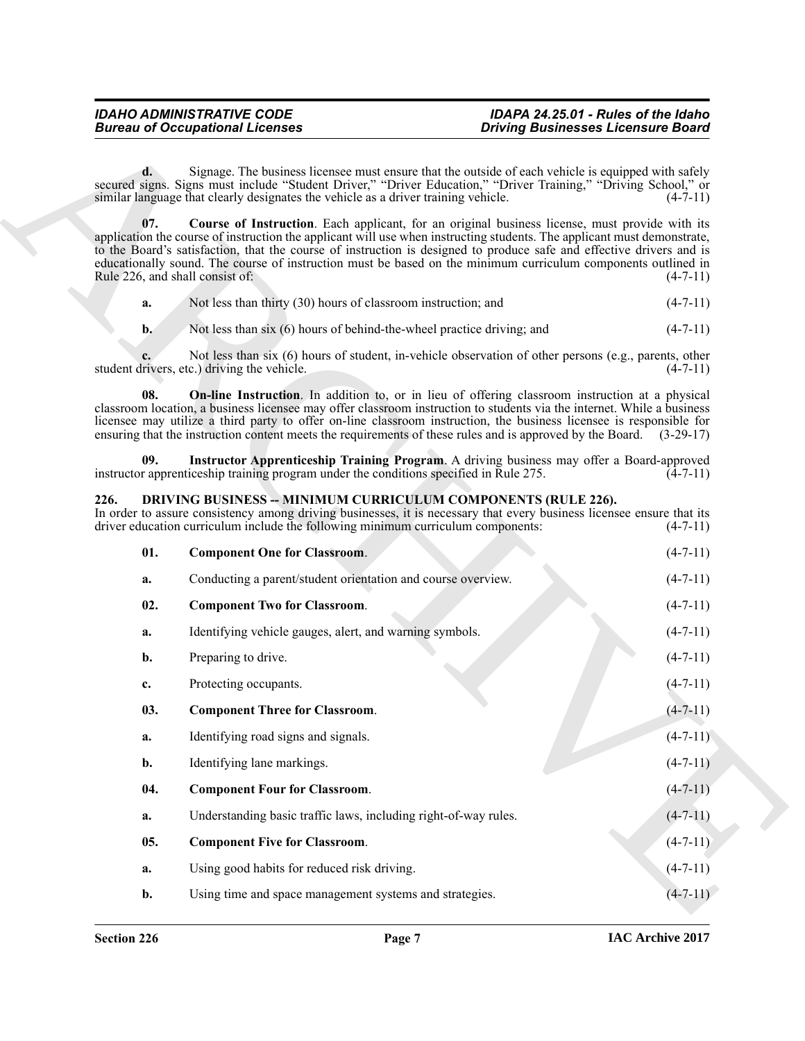**d.** Signage. The business licensee must ensure that the outside of each vehicle is equipped with safely secured signs. Signs must include "Student Driver," "Driver Education," "Driver Training," "Driving School," or similar language that clearly designates the vehicle as a driver training vehicle. (4-7-11)

**07. Course of Instruction**. Each applicant, for an original business license, must provide with its application the course of instruction the applicant will use when instructing students. The applicant must demonstrate, to the Board's satisfaction, that the course of instruction is designed to produce safe and effective drivers and is educationally sound. The course of instruction must be based on the minimum curriculum components outlined in Rule 226, and shall consist of: (4-7-11)

**a.** Not less than thirty (30) hours of classroom instruction; and (4-7-11)

**b.** Not less than six (6) hours of behind-the-wheel practice driving; and (4-7-11)

**c.** Not less than six (6) hours of student, in-vehicle observation of other persons (e.g., parents, other student drivers, etc.) driving the vehicle. (4-7-11)

**08. On-line Instruction**. In addition to, or in lieu of offering classroom instruction at a physical classroom location, a business licensee may offer classroom instruction to students via the internet. While a business licensee may utilize a third party to offer on-line classroom instruction, the business licensee is responsible for ensuring that the instruction content meets the requirements of these rules and is approved by the Board. (3-29-17)

**09. Instructor Apprenticeship Training Program**. A driving business may offer a Board-approved instructor apprenticeship training program under the conditions specified in Rule 275. (4-7-11)

## 226. DRIVING BUSINESS -- MINIMUM CURRICULUM COMPONENTS (RULE 226).

In order to assure consistency among driving businesses, it is necessary that every business licensee ensure that its driver education curriculum include the following minimum curriculum components: (4-7-11)

**01. Component One for Classroom**. (4-7-11)

**a.** Conducting a parent/student orientation and course overview. (4-7-11)

**02. Component Two for Classroom**. (4-7-11)

**a.** Identifying vehicle gauges, alert, and warning symbols. (4-7-11)

**b.** Preparing to drive. (4-7-11)

**c.** Protecting occupants. (4-7-11)

**03. Component Three for Classroom**. (4-7-11)

**a.** Identifying road signs and signals. (4-7-11)

**b.** Identifying lane markings. (4-7-11)

**04. Component Four for Classroom**. (4-7-11)

**a.** Understanding basic traffic laws, including right-of-way rules. (4-7-11)

**05. Component Five for Classroom**. (4-7-11)

**a.** Using good habits for reduced risk driving. (4-7-11)

**b.** Using time and space management systems and strategies. (4-7-11)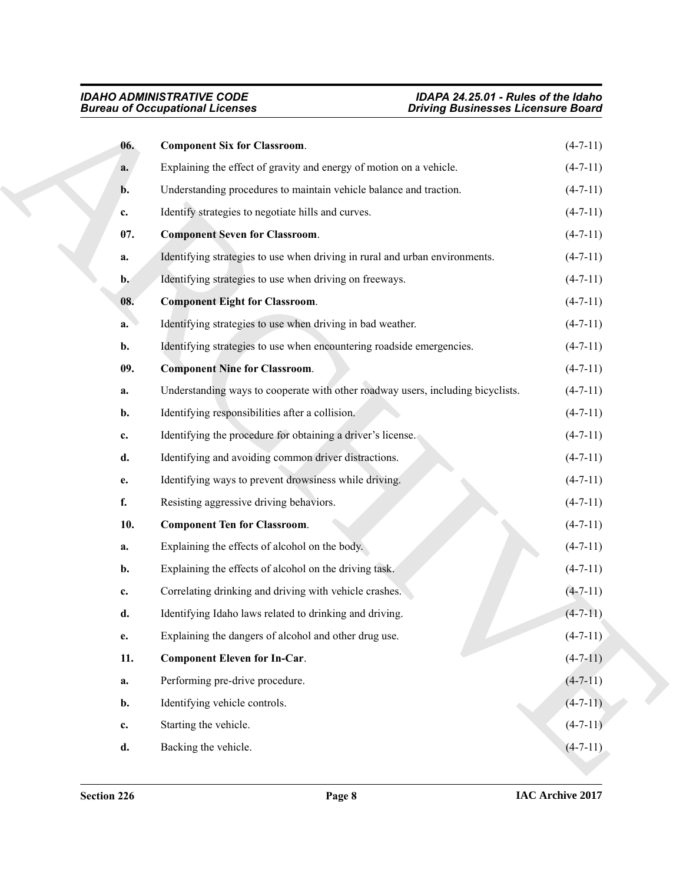**06. Component Six for Classroom**. (4-7-11)

**a.** Explaining the effect of gravity and energy of motion on a vehicle. (4-7-11)

**b.** Understanding procedures to maintain vehicle balance and traction. (4-7-11)

**c.** Identify strategies to negotiate hills and curves. (4-7-11)

**07. Component Seven for Classroom**. (4-7-11)

**a.** Identifying strategies to use when driving in rural and urban environments. (4-7-11)

**b.** Identifying strategies to use when driving on freeways. (4-7-11)

**08. Component Eight for Classroom**. (4-7-11)

**a.** Identifying strategies to use when driving in bad weather. (4-7-11)

**b.** Identifying strategies to use when encountering roadside emergencies. (4-7-11)

**09. Component Nine for Classroom**. (4-7-11)

**a.** Understanding ways to cooperate with other roadway users, including bicyclists. (4-7-11)

**b.** Identifying responsibilities after a collision. (4-7-11)

**c.** Identifying the procedure for obtaining a driver's license. (4-7-11)

**d.** Identifying and avoiding common driver distractions. (4-7-11)

**e.** Identifying ways to prevent drowsiness while driving. (4-7-11)

**f.** Resisting aggressive driving behaviors. (4-7-11)

**10. Component Ten for Classroom**. (4-7-11)

**a.** Explaining the effects of alcohol on the body. (4-7-11)

**b.** Explaining the effects of alcohol on the driving task. (4-7-11)

**c.** Correlating drinking and driving with vehicle crashes. (4-7-11)

**d.** Identifying Idaho laws related to drinking and driving. (4-7-11)

**e.** Explaining the dangers of alcohol and other drug use. (4-7-11)

**11. Component Eleven for In-Car**. (4-7-11)

**a.** Performing pre-drive procedure. (4-7-11)

**b.** Identifying vehicle controls. (4-7-11)

**c.** Starting the vehicle. (4-7-11)

**d.** Backing the vehicle. (4-7-11)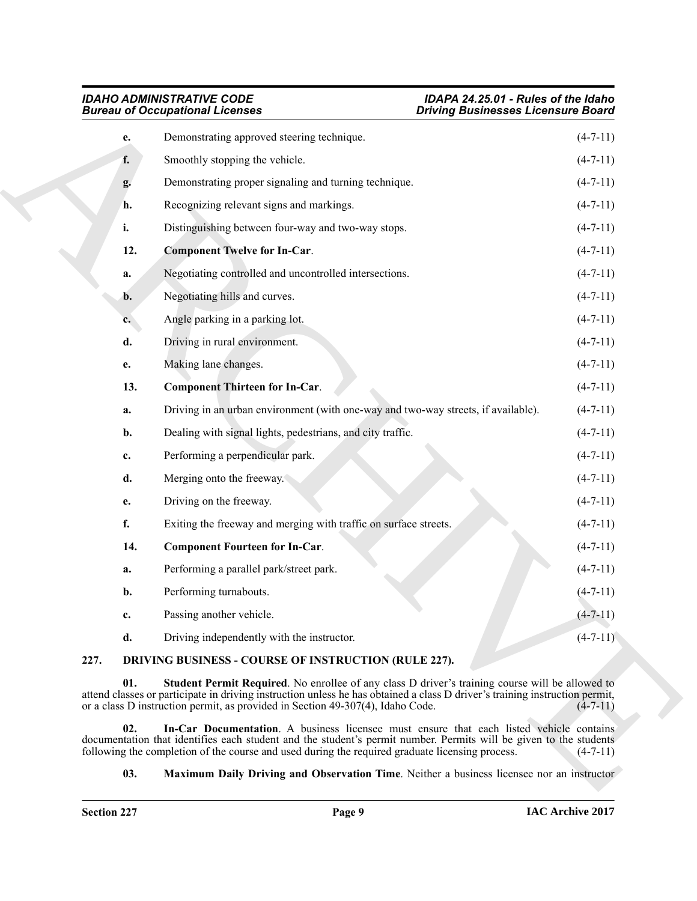e. Demonstrating approved steering technique. (4-7-11)

f. Smoothly stopping the vehicle. (4-7-11)

g. Demonstrating proper signaling and turning technique. (4-7-11)

h. Recognizing relevant signs and markings. (4-7-11)

i. Distinguishing between four-way and two-way stops. (4-7-11)

12. **Component Twelve for In-Car**. (4-7-11)

a. Negotiating controlled and uncontrolled intersections. (4-7-11)

b. Negotiating hills and curves. (4-7-11)

c. Angle parking in a parking lot. (4-7-11)

d. Driving in rural environment. (4-7-11)

e. Making lane changes. (4-7-11)

13. **Component Thirteen for In-Car**. (4-7-11)

a. Driving in an urban environment (with one-way and two-way streets, if available). (4-7-11)

b. Dealing with signal lights, pedestrians, and city traffic. (4-7-11)

c. Performing a perpendicular park. (4-7-11)

d. Merging onto the freeway. (4-7-11)

e. Driving on the freeway. (4-7-11)

f. Exiting the freeway and merging with traffic on surface streets. (4-7-11)

14. **Component Fourteen for In-Car**. (4-7-11)

a. Performing a parallel park/street park. (4-7-11)

b. Performing turnabouts. (4-7-11)

c. Passing another vehicle. (4-7-11)

d. Driving independently with the instructor. (4-7-11)

## 227. DRIVING BUSINESS - COURSE OF INSTRUCTION (RULE 227).

**01. Student Permit Required**. No enrollee of any class D driver's training course will be allowed to attend classes or participate in driving instruction unless he has obtained a class D driver's training instruction permit, or a class D instruction permit, as provided in Section 49-307(4), Idaho Code. (4-7-11)

**02. In-Car Documentation**. A business licensee must ensure that each listed vehicle contains documentation that identifies each student and the student's permit number. Permits will be given to the students following the completion of the course and used during the required graduate licensing process. (4-7-11)

**03. Maximum Daily Driving and Observation Time**. Neither a business licensee nor an instructor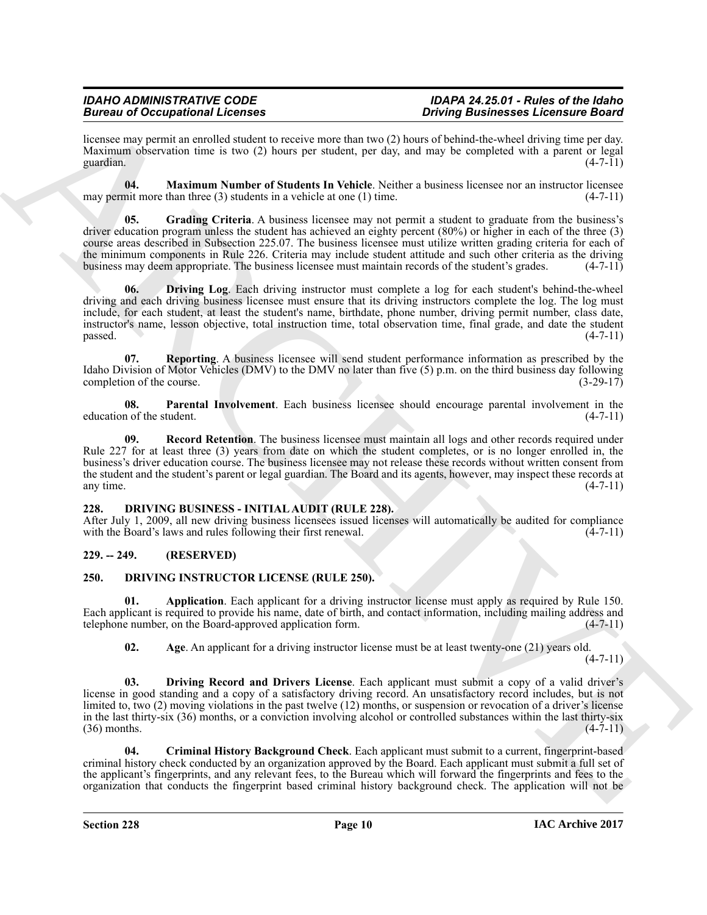licensee may permit an enrolled student to receive more than two (2) hours of behind-the-wheel driving time per day. Maximum observation time is two (2) hours per student, per day, and may be completed with a parent or legal guardian. (4-7-11)

**04. Maximum Number of Students In Vehicle**. Neither a business licensee nor an instructor licensee may permit more than three (3) students in a vehicle at one (1) time. (4-7-11)

**05. Grading Criteria**. A business licensee may not permit a student to graduate from the business's driver education program unless the student has achieved an eighty percent (80%) or higher in each of the three (3) course areas described in Subsection 225.07. The business licensee must utilize written grading criteria for each of the minimum components in Rule 226. Criteria may include student attitude and such other criteria as the driving business may deem appropriate. The business licensee must maintain records of the student's grades. (4-7-11)

**06. Driving Log**. Each driving instructor must complete a log for each student's behind-the-wheel driving and each driving business licensee must ensure that its driving instructors complete the log. The log must include, for each student, at least the student's name, birthdate, phone number, driving permit number, class date, instructor's name, lesson objective, total instruction time, total observation time, final grade, and date the student passed. (4-7-11)

**07. Reporting**. A business licensee will send student performance information as prescribed by the Idaho Division of Motor Vehicles (DMV) to the DMV no later than five (5) p.m. on the third business day following completion of the course. (3-29-17)

**08. Parental Involvement**. Each business licensee should encourage parental involvement in the education of the student. (4-7-11)

**09. Record Retention**. The business licensee must maintain all logs and other records required under Rule 227 for at least three (3) years from date on which the student completes, or is no longer enrolled in, the business's driver education course. The business licensee may not release these records without written consent from the student and the student's parent or legal guardian. The Board and its agents, however, may inspect these records at any time. (4-7-11)

## 228. DRIVING BUSINESS - INITIAL AUDIT (RULE 228).

After July 1, 2009, all new driving business licensees issued licenses will automatically be audited for compliance with the Board's laws and rules following their first renewal. (4-7-11)

## 229. -- 249. (RESERVED)

## 250. DRIVING INSTRUCTOR LICENSE (RULE 250).

**01. Application**. Each applicant for a driving instructor license must apply as required by Rule 150. Each applicant is required to provide his name, date of birth, and contact information, including mailing address and telephone number, on the Board-approved application form. (4-7-11)

**02. Age**. An applicant for a driving instructor license must be at least twenty-one (21) years old. (4-7-11)

**03. Driving Record and Drivers License**. Each applicant must submit a copy of a valid driver's license in good standing and a copy of a satisfactory driving record. An unsatisfactory record includes, but is not limited to, two (2) moving violations in the past twelve (12) months, or suspension or revocation of a driver's license in the last thirty-six (36) months, or a conviction involving alcohol or controlled substances within the last thirty-six (36) months. (4-7-11)

**04. Criminal History Background Check**. Each applicant must submit to a current, fingerprint-based criminal history check conducted by an organization approved by the Board. Each applicant must submit a full set of the applicant's fingerprints, and any relevant fees, to the Bureau which will forward the fingerprints and fees to the organization that conducts the fingerprint based criminal history background check. The application will not be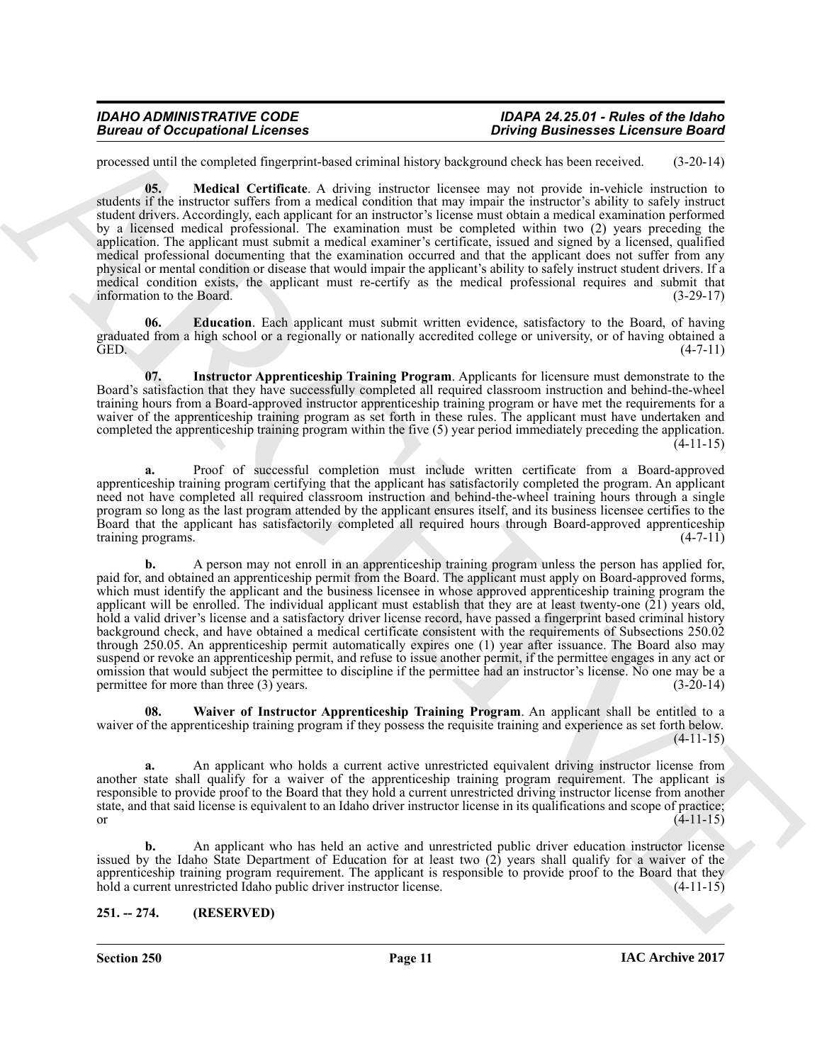processed until the completed fingerprint-based criminal history background check has been received. (3-20-14)

**05. Medical Certificate**. A driving instructor licensee may not provide in-vehicle instruction to students if the instructor suffers from a medical condition that may impair the instructor's ability to safely instruct student drivers. Accordingly, each applicant for an instructor's license must obtain a medical examination performed by a licensed medical professional. The examination must be completed within two (2) years preceding the application. The applicant must submit a medical examiner's certificate, issued and signed by a licensed, qualified medical professional documenting that the examination occurred and that the applicant does not suffer from any physical or mental condition or disease that would impair the applicant's ability to safely instruct student drivers. If a medical condition exists, the applicant must re-certify as the medical professional requires and submit that information to the Board. (3-29-17)

**06. Education**. Each applicant must submit written evidence, satisfactory to the Board, of having graduated from a high school or a regionally or nationally accredited college or university, or of having obtained a GED. (4-7-11)

**07. Instructor Apprenticeship Training Program**. Applicants for licensure must demonstrate to the Board's satisfaction that they have successfully completed all required classroom instruction and behind-the-wheel training hours from a Board-approved instructor apprenticeship training program or have met the requirements for a waiver of the apprenticeship training program as set forth in these rules. The applicant must have undertaken and completed the apprenticeship training program within the five (5) year period immediately preceding the application. (4-11-15)

**a.** Proof of successful completion must include written certificate from a Board-approved apprenticeship training program certifying that the applicant has satisfactorily completed the program. An applicant need not have completed all required classroom instruction and behind-the-wheel training hours through a single program so long as the last program attended by the applicant ensures itself, and its business licensee certifies to the Board that the applicant has satisfactorily completed all required hours through Board-approved apprenticeship training programs. (4-7-11)

**b.** A person may not enroll in an apprenticeship training program unless the person has applied for, paid for, and obtained an apprenticeship permit from the Board. The applicant must apply on Board-approved forms, which must identify the applicant and the business licensee in whose approved apprenticeship training program the applicant will be enrolled. The individual applicant must establish that they are at least twenty-one (21) years old, hold a valid driver's license and a satisfactory driver license record, have passed a fingerprint based criminal history background check, and have obtained a medical certificate consistent with the requirements of Subsections 250.02 through 250.05. An apprenticeship permit automatically expires one (1) year after issuance. The Board also may suspend or revoke an apprenticeship permit, and refuse to issue another permit, if the permittee engages in any act or omission that would subject the permittee to discipline if the permittee had an instructor's license. No one may be a permittee for more than three (3) years. (3-20-14)

**08. Waiver of Instructor Apprenticeship Training Program**. An applicant shall be entitled to a waiver of the apprenticeship training program if they possess the requisite training and experience as set forth below. (4-11-15)

**a.** An applicant who holds a current active unrestricted equivalent driving instructor license from another state shall qualify for a waiver of the apprenticeship training program requirement. The applicant is responsible to provide proof to the Board that they hold a current unrestricted driving instructor license from another state, and that said license is equivalent to an Idaho driver instructor license in its qualifications and scope of practice; or (4-11-15)

**b.** An applicant who has held an active and unrestricted public driver education instructor license issued by the Idaho State Department of Education for at least two (2) years shall qualify for a waiver of the apprenticeship training program requirement. The applicant is responsible to provide proof to the Board that they hold a current unrestricted Idaho public driver instructor license. (4-11-15)

## 251. -- 274. (RESERVED)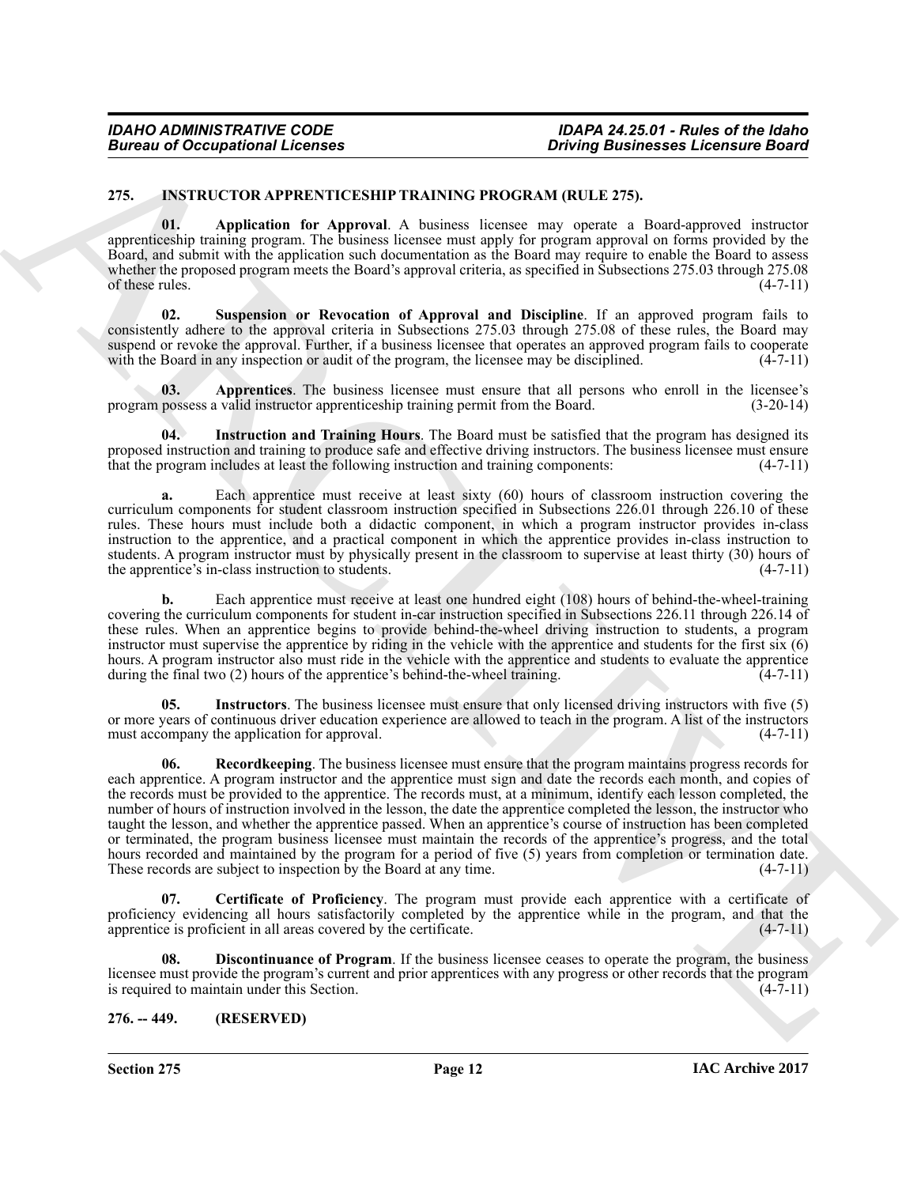## 275. INSTRUCTOR APPRENTICESHIP TRAINING PROGRAM (RULE 275).

**01. Application for Approval**. A business licensee may operate a Board-approved instructor apprenticeship training program. The business licensee must apply for program approval on forms provided by the Board, and submit with the application such documentation as the Board may require to enable the Board to assess whether the proposed program meets the Board's approval criteria, as specified in Subsections 275.03 through 275.08 of these rules. (4-7-11)

**02. Suspension or Revocation of Approval and Discipline**. If an approved program fails to consistently adhere to the approval criteria in Subsections 275.03 through 275.08 of these rules, the Board may suspend or revoke the approval. Further, if a business licensee that operates an approved program fails to cooperate with the Board in any inspection or audit of the program, the licensee may be disciplined. (4-7-11)

**03. Apprentices**. The business licensee must ensure that all persons who enroll in the licensee's program possess a valid instructor apprenticeship training permit from the Board. (3-20-14)

**04. Instruction and Training Hours**. The Board must be satisfied that the program has designed its proposed instruction and training to produce safe and effective driving instructors. The business licensee must ensure that the program includes at least the following instruction and training components: (4-7-11)

**a.** Each apprentice must receive at least sixty (60) hours of classroom instruction covering the curriculum components for student classroom instruction specified in Subsections 226.01 through 226.10 of these rules. These hours must include both a didactic component, in which a program instructor provides in-class instruction to the apprentice, and a practical component in which the apprentice provides in-class instruction to students. A program instructor must by physically present in the classroom to supervise at least thirty (30) hours of the apprentice's in-class instruction to students. (4-7-11)

**b.** Each apprentice must receive at least one hundred eight (108) hours of behind-the-wheel-training covering the curriculum components for student in-car instruction specified in Subsections 226.11 through 226.14 of these rules. When an apprentice begins to provide behind-the-wheel driving instruction to students, a program instructor must supervise the apprentice by riding in the vehicle with the apprentice and students for the first six (6) hours. A program instructor also must ride in the vehicle with the apprentice and students to evaluate the apprentice during the final two (2) hours of the apprentice's behind-the-wheel training. (4-7-11)

**05. Instructors**. The business licensee must ensure that only licensed driving instructors with five (5) or more years of continuous driver education experience are allowed to teach in the program. A list of the instructors must accompany the application for approval. (4-7-11)

**06. Recordkeeping**. The business licensee must ensure that the program maintains progress records for each apprentice. A program instructor and the apprentice must sign and date the records each month, and copies of the records must be provided to the apprentice. The records must, at a minimum, identify each lesson completed, the number of hours of instruction involved in the lesson, the date the apprentice completed the lesson, the instructor who taught the lesson, and whether the apprentice passed. When an apprentice's course of instruction has been completed or terminated, the program business licensee must maintain the records of the apprentice's progress, and the total hours recorded and maintained by the program for a period of five (5) years from completion or termination date. These records are subject to inspection by the Board at any time. (4-7-11)

**07. Certificate of Proficiency**. The program must provide each apprentice with a certificate of proficiency evidencing all hours satisfactorily completed by the apprentice while in the program, and that the apprentice is proficient in all areas covered by the certificate. (4-7-11)

**08. Discontinuance of Program**. If the business licensee ceases to operate the program, the business licensee must provide the program's current and prior apprentices with any progress or other records that the program is required to maintain under this Section. (4-7-11)

## 276. -- 449. (RESERVED)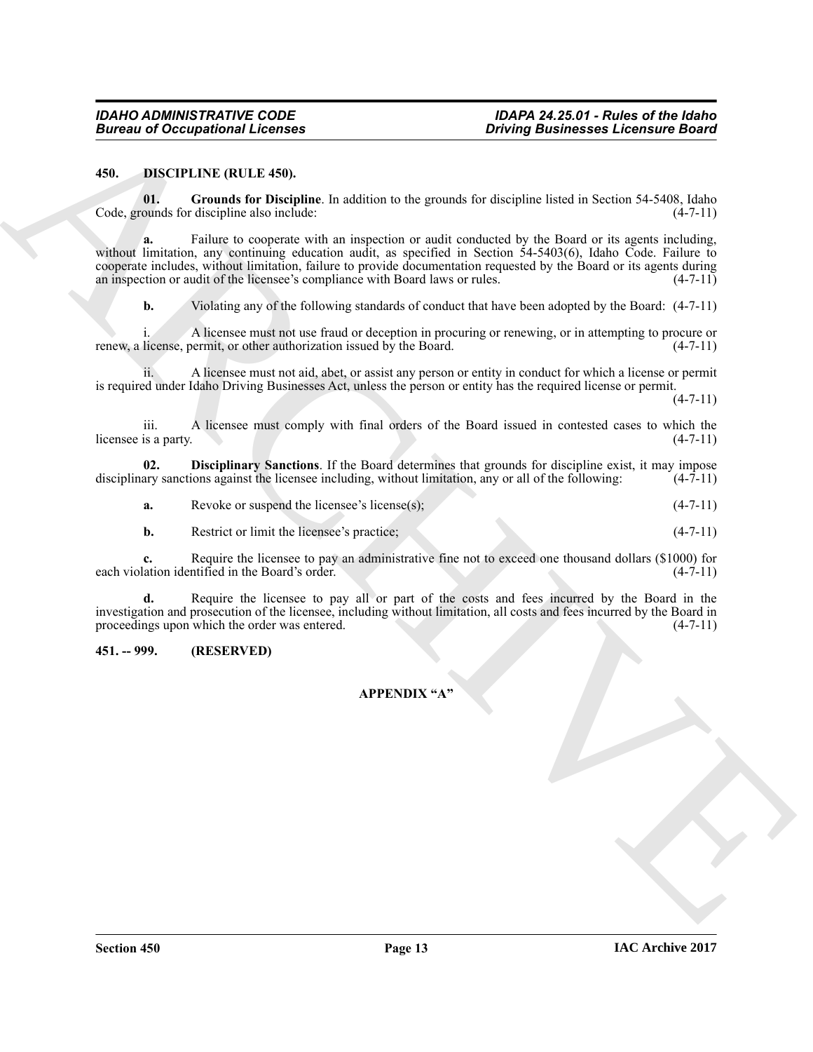## 450. DISCIPLINE (RULE 450).

**01. Grounds for Discipline**. In addition to the grounds for discipline listed in Section 54-5408, Idaho Code, grounds for discipline also include: (4-7-11)

**a.** Failure to cooperate with an inspection or audit conducted by the Board or its agents including, without limitation, any continuing education audit, as specified in Section 54-5403(6), Idaho Code. Failure to cooperate includes, without limitation, failure to provide documentation requested by the Board or its agents during an inspection or audit of the licensee's compliance with Board laws or rules. (4-7-11)

**b.** Violating any of the following standards of conduct that have been adopted by the Board: (4-7-11)

i. A licensee must not use fraud or deception in procuring or renewing, or in attempting to procure or renew, a license, permit, or other authorization issued by the Board. (4-7-11)

ii. A licensee must not aid, abet, or assist any person or entity in conduct for which a license or permit is required under Idaho Driving Businesses Act, unless the person or entity has the required license or permit. (4-7-11)

iii. A licensee must comply with final orders of the Board issued in contested cases to which the licensee is a party. (4-7-11)

**02. Disciplinary Sanctions**. If the Board determines that grounds for discipline exist, it may impose disciplinary sanctions against the licensee including, without limitation, any or all of the following: (4-7-11)

**a.** Revoke or suspend the licensee's license(s); (4-7-11)

**b.** Restrict or limit the licensee's practice; (4-7-11)

**c.** Require the licensee to pay an administrative fine not to exceed one thousand dollars ($1000) for each violation identified in the Board's order. (4-7-11)

**d.** Require the licensee to pay all or part of the costs and fees incurred by the Board in the investigation and prosecution of the licensee, including without limitation, all costs and fees incurred by the Board in proceedings upon which the order was entered. (4-7-11)

## 451. -- 999. (RESERVED)

### APPENDIX "A"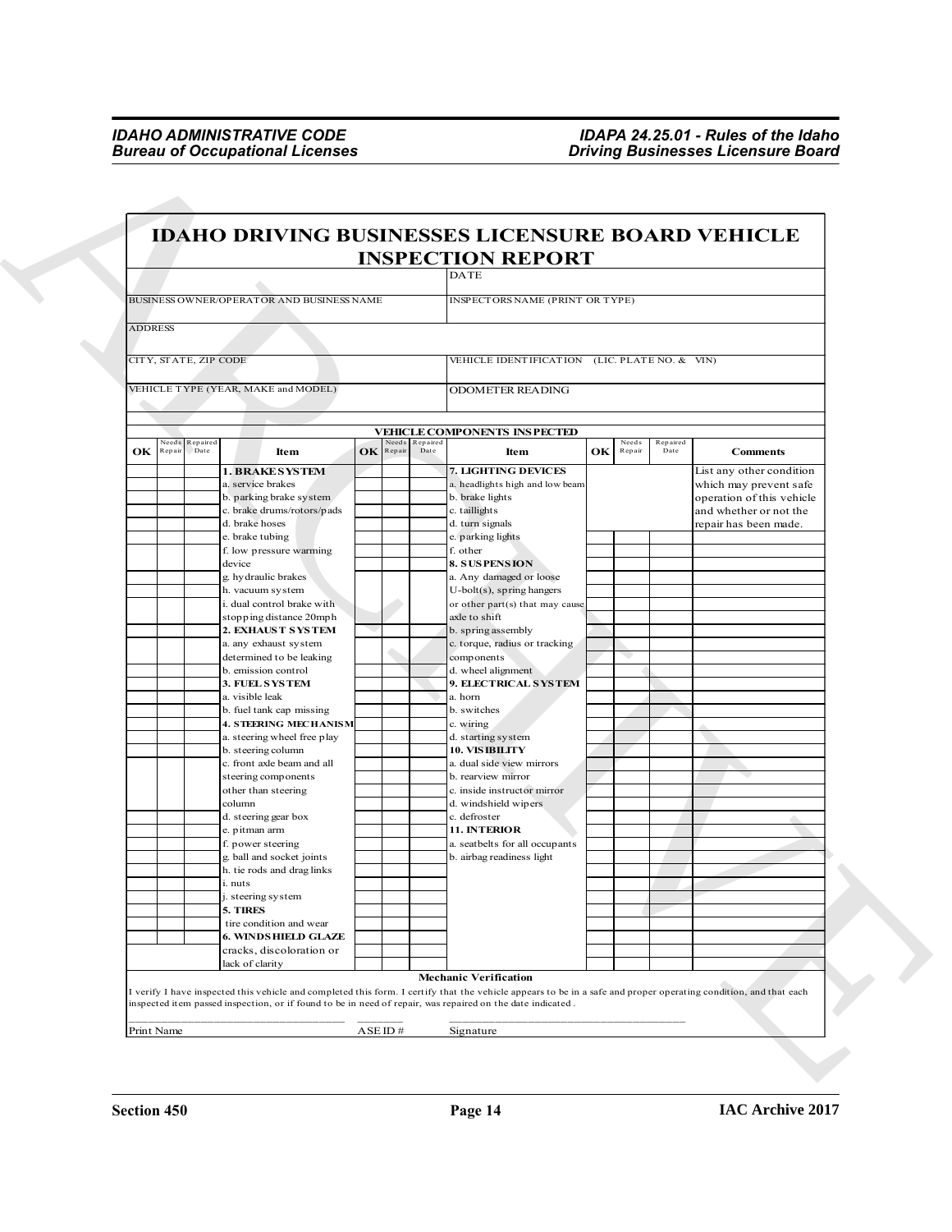# IDAHO DRIVING BUSINESSES LICENSURE BOARD VEHICLE INSPECTION REPORT

| | |
|---|---|
| | DATE |
| BUSINESS OWNER/OPERATOR AND BUSINESS NAME | INSPECTORS NAME (PRINT OR TYPE) |
| ADDRESS | |
| CITY, STATE, ZIP CODE | VEHICLE IDENTIFICATION (LIC. PLATE NO. & VIN) |
| VEHICLE TYPE (YEAR, MAKE and MODEL) | ODOMETER READING |

**VEHICLE COMPONENTS INSPECTED**

| OK | Needs Repair | Repaired Date | Item | OK | Needs Repair | Repaired Date | Item | OK | Needs Repair | Repaired Date | Comments |
|---|---|---|---|---|---|---|---|---|---|---|---|
| | | | **1. BRAKE SYSTEM** | | | | **7. LIGHTING DEVICES** | | | | List any other condition which may prevent safe operation of this vehicle and whether or not the repair has been made. |
| | | | a. service brakes | | | | a. headlights high and low beam | | | | |
| | | | b. parking brake system | | | | b. brake lights | | | | |
| | | | c. brake drums/rotors/pads | | | | c. taillights | | | | |
| | | | d. brake hoses | | | | d. turn signals | | | | |
| | | | e. brake tubing | | | | e. parking lights | | | | |
| | | | f. low pressure warming device | | | | f. other | | | | |
| | | | | | | | **8. SUSPENSION** | | | | |
| | | | g. hydraulic brakes | | | | a. Any damaged or loose | | | | |
| | | | h. vacuum system | | | | U-bolt(s), spring hangers | | | | |
| | | | i. dual control brake with stopping distance 20mph | | | | or other part(s) that may cause axle to shift | | | | |
| | | | **2. EXHAUST SYSTEM** | | | | b. spring assembly | | | | |
| | | | a. any exhaust system determined to be leaking | | | | c. torque, radius or tracking components | | | | |
| | | | b. emission control | | | | d. wheel alignment | | | | |
| | | | **3. FUEL SYSTEM** | | | | **9. ELECTRICAL SYSTEM** | | | | |
| | | | a. visible leak | | | | a. horn | | | | |
| | | | b. fuel tank cap missing | | | | b. switches | | | | |
| | | | **4. STEERING MECHANISM** | | | | c. wiring | | | | |
| | | | a. steering wheel free play | | | | d. starting system | | | | |
| | | | b. steering column | | | | **10. VISIBILITY** | | | | |
| | | | c. front axle beam and all steering components other than steering column | | | | a. dual side view mirrors | | | | |
| | | | | | | | b. rearview mirror | | | | |
| | | | | | | | c. inside instructor mirror | | | | |
| | | | | | | | d. windshield wipers | | | | |
| | | | d. steering gear box | | | | c. defroster | | | | |
| | | | e. pitman arm | | | | **11. INTERIOR** | | | | |
| | | | f. power steering | | | | a. seatbelts for all occupants | | | | |
| | | | g. ball and socket joints | | | | b. airbag readiness light | | | | |
| | | | h. tie rods and drag links | | | | | | | | |
| | | | i. nuts | | | | | | | | |
| | | | j. steering system | | | | | | | | |
| | | | **5. TIRES** | | | | | | | | |
| | | | tire condition and wear | | | | | | | | |
| | | | **6. WINDSHIELD GLAZE** | | | | | | | | |
| | | | cracks, discoloration or lack of clarity | | | | | | | | |

**Mechanic Verification**

I verify I have inspected this vehicle and completed this form. I certify that the vehicle appears to be in a safe and proper operating condition, and that each inspected item passed inspection, or if found to be in need of repair, was repaired on the date indicated.

Print Name ______________ ASE ID # ______ Signature ______________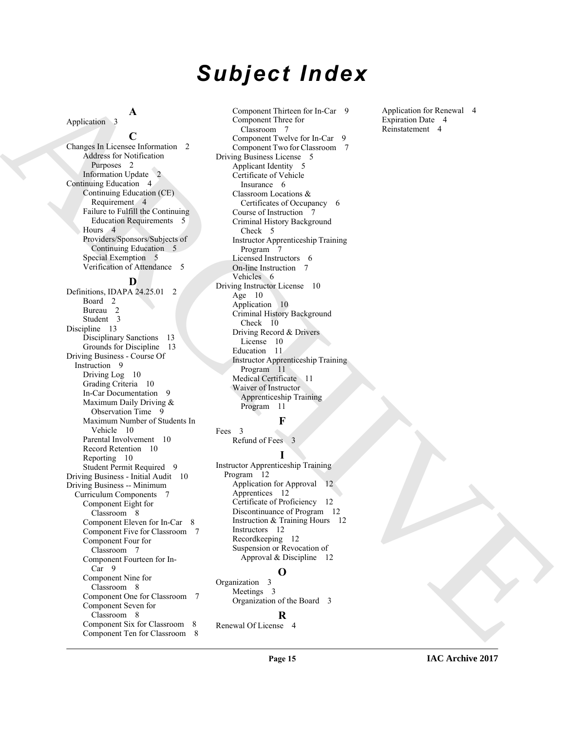# Subject Index

**A**

Application 3

**C**

Changes In Licensee Information 2
- Address for Notification Purposes 2
- Information Update 2

Continuing Education 4
- Continuing Education (CE) Requirement 4
- Failure to Fulfill the Continuing Education Requirements 5
- Hours 4
- Providers/Sponsors/Subjects of Continuing Education 5
- Special Exemption 5
- Verification of Attendance 5

**D**

Definitions, IDAPA 24.25.01 2
- Board 2
- Bureau 2
- Student 3

Discipline 13
- Disciplinary Sanctions 13
- Grounds for Discipline 13

Driving Business - Course Of Instruction 9
- Driving Log 10
- Grading Criteria 10
- In-Car Documentation 9
- Maximum Daily Driving & Observation Time 9
- Maximum Number of Students In Vehicle 10
- Parental Involvement 10
- Record Retention 10
- Reporting 10
- Student Permit Required 9

Driving Business - Initial Audit 10

Driving Business -- Minimum Curriculum Components 7
- Component Eight for Classroom 8
- Component Eleven for In-Car 8
- Component Five for Classroom 7
- Component Four for Classroom 7
- Component Fourteen for In-Car 9
- Component Nine for Classroom 8
- Component One for Classroom 7
- Component Seven for Classroom 8
- Component Six for Classroom 8
- Component Ten for Classroom 8
- Component Thirteen for In-Car 9
- Component Three for Classroom 7
- Component Twelve for In-Car 9
- Component Two for Classroom 7

Driving Business License 5
- Applicant Identity 5
- Certificate of Vehicle Insurance 6
- Classroom Locations & Certificates of Occupancy 6
- Course of Instruction 7
- Criminal History Background Check 5
- Instructor Apprenticeship Training Program 7
- Licensed Instructors 6
- On-line Instruction 7
- Vehicles 6

Driving Instructor License 10
- Age 10
- Application 10
- Criminal History Background Check 10
- Driving Record & Drivers License 10
- Education 11
- Instructor Apprenticeship Training Program 11
- Medical Certificate 11
- Waiver of Instructor Apprenticeship Training Program 11

**F**

Fees 3
- Refund of Fees 3

**I**

Instructor Apprenticeship Training Program 12
- Application for Approval 12
- Apprentices 12
- Certificate of Proficiency 12
- Discontinuance of Program 12
- Instruction & Training Hours 12
- Instructors 12
- Recordkeeping 12
- Suspension or Revocation of Approval & Discipline 12

**O**

Organization 3
- Meetings 3
- Organization of the Board 3

**R**

Renewal Of License 4
- Application for Renewal 4
- Expiration Date 4
- Reinstatement 4